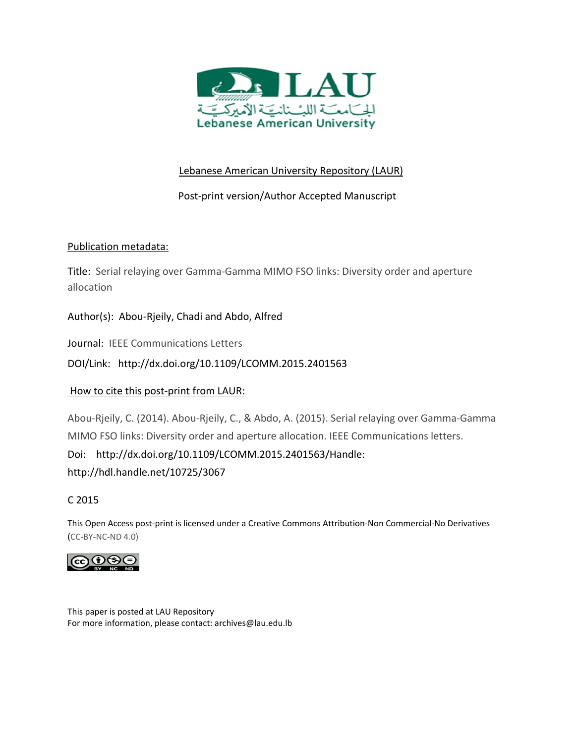Lebanese American University Repository (LAUR)

Post-print version/Author Accepted Manuscript

Publication metadata:

Title: Serial relaying over Gamma-Gamma MIMO FSO links: Diversity order and aperture allocation

Author(s): Abou-Rjeily, Chadi and Abdo, Alfred

Journal: IEEE Communications Letters

DOI/Link: http://dx.doi.org/10.1109/LCOMM.2015.2401563

How to cite this post-print from LAUR:

Abou-Rjeily, C. (2014). Abou-Rjeily, C., & Abdo, A. (2015). Serial relaying over Gamma-Gamma MIMO FSO links: Diversity order and aperture allocation. IEEE Communications letters.

Doi: http://dx.doi.org/10.1109/LCOMM.2015.2401563/Handle: http://hdl.handle.net/10725/3067

C 2015

This Open Access post-print is licensed under a Creative Commons Attribution-Non Commercial-No Derivatives (CC-BY-NC-ND 4.0)

This paper is posted at LAU Repository

For more information, please contact: archives@lau.edu.lb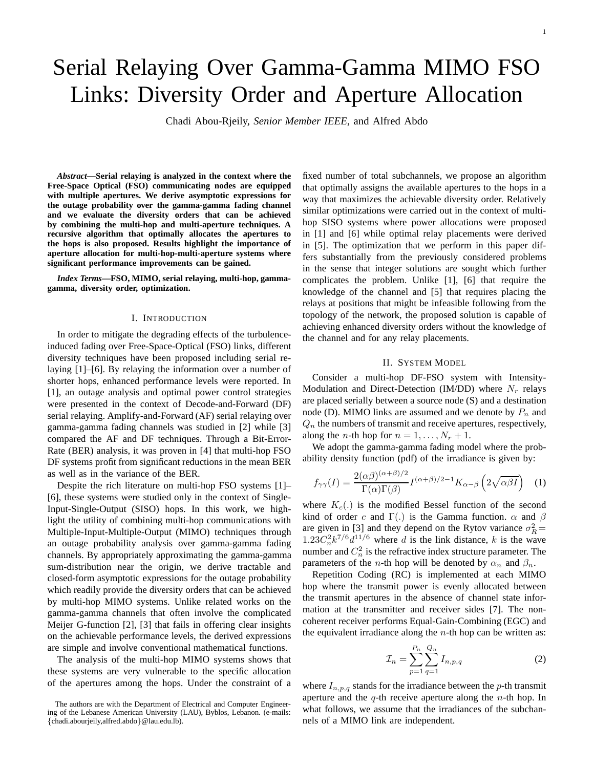# Serial Relaying Over Gamma-Gamma MIMO FSO Links: Diversity Order and Aperture Allocation

Chadi Abou-Rjeily, *Senior Member IEEE*, and Alfred Abdo

***Abstract*—Serial relaying is analyzed in the context where the Free-Space Optical (FSO) communicating nodes are equipped with multiple apertures. We derive asymptotic expressions for the outage probability over the gamma-gamma fading channel and we evaluate the diversity orders that can be achieved by combining the multi-hop and multi-aperture techniques. A recursive algorithm that optimally allocates the apertures to the hops is also proposed. Results highlight the importance of aperture allocation for multi-hop-multi-aperture systems where significant performance improvements can be gained.**

***Index Terms*—FSO, MIMO, serial relaying, multi-hop, gamma-gamma, diversity order, optimization.**

## I. Introduction

In order to mitigate the degrading effects of the turbulence-induced fading over Free-Space-Optical (FSO) links, different diversity techniques have been proposed including serial relaying [1]–[6]. By relaying the information over a number of shorter hops, enhanced performance levels were reported. In [1], an outage analysis and optimal power control strategies were presented in the context of Decode-and-Forward (DF) serial relaying. Amplify-and-Forward (AF) serial relaying over gamma-gamma fading channels was studied in [2] while [3] compared the AF and DF techniques. Through a Bit-Error-Rate (BER) analysis, it was proven in [4] that multi-hop FSO DF systems profit from significant reductions in the mean BER as well as in the variance of the BER.

Despite the rich literature on multi-hop FSO systems [1]–[6], these systems were studied only in the context of Single-Input-Single-Output (SISO) hops. In this work, we highlight the utility of combining multi-hop communications with Multiple-Input-Multiple-Output (MIMO) techniques through an outage probability analysis over gamma-gamma fading channels. By appropriately approximating the gamma-gamma sum-distribution near the origin, we derive tractable and closed-form asymptotic expressions for the outage probability which readily provide the diversity orders that can be achieved by multi-hop MIMO systems. Unlike related works on the gamma-gamma channels that often involve the complicated Meijer G-function [2], [3] that fails in offering clear insights on the achievable performance levels, the derived expressions are simple and involve conventional mathematical functions.

The analysis of the multi-hop MIMO systems shows that these systems are very vulnerable to the specific allocation of the apertures among the hops. Under the constraint of a fixed number of total subchannels, we propose an algorithm that optimally assigns the available apertures to the hops in a way that maximizes the achievable diversity order. Relatively similar optimizations were carried out in the context of multi-hop SISO systems where power allocations were proposed in [1] and [6] while optimal relay placements were derived in [5]. The optimization that we perform in this paper differs substantially from the previously considered problems in the sense that integer solutions are sought which further complicates the problem. Unlike [1], [6] that require the knowledge of the channel and [5] that requires placing the relays at positions that might be infeasible following from the topology of the network, the proposed solution is capable of achieving enhanced diversity orders without the knowledge of the channel and for any relay placements.

## II. System Model

Consider a multi-hop DF-FSO system with Intensity-Modulation and Direct-Detection (IM/DD) where $N_r$ relays are placed serially between a source node (S) and a destination node (D). MIMO links are assumed and we denote by $P_n$ and $Q_n$ the numbers of transmit and receive apertures, respectively, along the $n$-th hop for $n = 1, \dots, N_r + 1$.

We adopt the gamma-gamma fading model where the probability density function (pdf) of the irradiance is given by:

$$f_{\gamma\gamma}(I) = \frac{2(\alpha\beta)^{(\alpha+\beta)/2}}{\Gamma(\alpha)\Gamma(\beta)} I^{(\alpha+\beta)/2-1} K_{\alpha-\beta}\left(2\sqrt{\alpha\beta I}\right) \quad (1)$$

where $K_c(.)$ is the modified Bessel function of the second kind of order $c$ and $\Gamma(.)$ is the Gamma function. $\alpha$ and $\beta$ are given in [3] and they depend on the Rytov variance $\sigma_R^2 = 1.23 C_n^2 k^{7/6} d^{11/6}$ where $d$ is the link distance, $k$ is the wave number and $C_n^2$ is the refractive index structure parameter. The parameters of the $n$-th hop will be denoted by $\alpha_n$ and $\beta_n$.

Repetition Coding (RC) is implemented at each MIMO hop where the transmit power is evenly allocated between the transmit apertures in the absence of channel state information at the transmitter and receiver sides [7]. The non-coherent receiver performs Equal-Gain-Combining (EGC) and the equivalent irradiance along the $n$-th hop can be written as:

$$\mathcal{I}_n = \sum_{p=1}^{P_n} \sum_{q=1}^{Q_n} I_{n,p,q} \quad (2)$$

where $I_{n,p,q}$ stands for the irradiance between the $p$-th transmit aperture and the $q$-th receive aperture along the $n$-th hop. In what follows, we assume that the irradiances of the subchannels of a MIMO link are independent.

The authors are with the Department of Electrical and Computer Engineering of the Lebanese American University (LAU), Byblos, Lebanon. (e-mails: {chadi.abourjeily,alfred.abdo}@lau.edu.lb).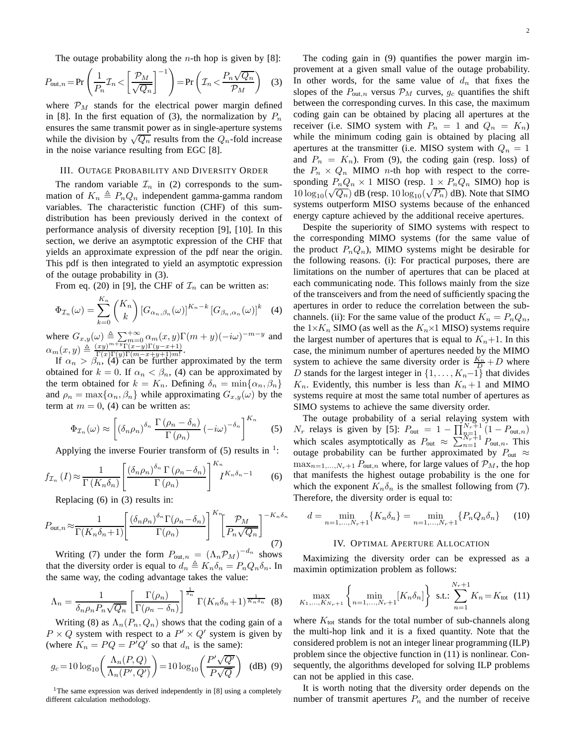The outage probability along the $n$-th hop is given by [8]:

$$P_{\text{out},n} = \Pr\left(\frac{1}{P_n}\mathcal{I}_n < \left[\frac{\mathcal{P}_M}{\sqrt{Q_n}}\right]^{-1}\right) = \Pr\left(\mathcal{I}_n < \frac{P_n\sqrt{Q_n}}{\mathcal{P}_M}\right) \quad (3)$$

where $\mathcal{P}_M$ stands for the electrical power margin defined in [8]. In the first equation of (3), the normalization by $P_n$ ensures the same transmit power as in single-aperture systems while the division by $\sqrt{Q_n}$ results from the $Q_n$-fold increase in the noise variance resulting from EGC [8].

## III. Outage Probability and Diversity Order

The random variable $\mathcal{I}_n$ in (2) corresponds to the summation of $K_n \triangleq P_n Q_n$ independent gamma-gamma random variables. The characteristic function (CHF) of this sum-distribution has been previously derived in the context of performance analysis of diversity reception [9], [10]. In this section, we derive an asymptotic expression of the CHF that yields an approximate expression of the pdf near the origin. This pdf is then integrated to yield an asymptotic expression of the outage probability in (3).

From eq. (20) in [9], the CHF of $\mathcal{I}_n$ can be written as:

$$\Phi_{\mathcal{I}_n}(\omega) = \sum_{k=0}^{K_n}\binom{K_n}{k}\left[G_{\alpha_n,\beta_n}(\omega)\right]^{K_n-k}\left[G_{\beta_n,\alpha_n}(\omega)\right]^{k} \quad (4)$$

where $G_{x,y}(\omega) \triangleq \sum_{m=0}^{+\infty}\alpha_m(x,y)\Gamma(m+y)(-i\omega)^{-m-y}$ and $\alpha_m(x,y) \triangleq \frac{(xy)^{m+y}\Gamma(x-y)\Gamma(y-x+1)}{\Gamma(x)\Gamma(y)\Gamma(m-x+y+1)m!}$.

If $\alpha_n > \beta_n$, (4) can be further approximated by the term obtained for $k=0$. If $\alpha_n < \beta_n$, (4) can be approximated by the term obtained for $k = K_n$. Defining $\delta_n = \min\{\alpha_n, \beta_n\}$ and $\rho_n = \max\{\alpha_n, \beta_n\}$ while approximating $G_{x,y}(\omega)$ by the term at $m=0$, (4) can be written as:

$$\Phi_{\mathcal{I}_n}(\omega) \approx \left[(\delta_n\rho_n)^{\delta_n}\frac{\Gamma(\rho_n-\delta_n)}{\Gamma(\rho_n)}(-i\omega)^{-\delta_n}\right]^{K_n} \quad (5)$$

Applying the inverse Fourier transform of (5) results in [1]:

$$f_{\mathcal{I}_n}(I) \approx \frac{1}{\Gamma(K_n\delta_n)}\left[\frac{(\delta_n\rho_n)^{\delta_n}\Gamma(\rho_n-\delta_n)}{\Gamma(\rho_n)}\right]^{K_n} I^{K_n\delta_n-1} \quad (6)$$

Replacing (6) in (3) results in:

$$P_{\text{out},n} \approx \frac{1}{\Gamma(K_n\delta_n+1)}\left[\frac{(\delta_n\rho_n)^{\delta_n}\Gamma(\rho_n-\delta_n)}{\Gamma(\rho_n)}\right]^{K_n}\left[\frac{\mathcal{P}_M}{P_n\sqrt{Q_n}}\right]^{-K_n\delta_n} \quad (7)$$

Writing (7) under the form $P_{\text{out},n} = (\Lambda_n\mathcal{P}_M)^{-d_n}$ shows that the diversity order is equal to $d_n \triangleq K_n\delta_n = P_nQ_n\delta_n$. In the same way, the coding advantage takes the value:

$$\Lambda_n = \frac{1}{\delta_n\rho_n P_n\sqrt{Q_n}}\left[\frac{\Gamma(\rho_n)}{\Gamma(\rho_n-\delta_n)}\right]^{\frac{1}{\delta_n}}\Gamma(K_n\delta_n+1)^{\frac{1}{K_n\delta_n}} \quad (8)$$

Writing (8) as $\Lambda_n(P_n, Q_n)$ shows that the coding gain of a $P\times Q$ system with respect to a $P'\times Q'$ system is given by (where $K_n = PQ = P'Q'$ so that $d_n$ is the same):

$$g_c = 10\log_{10}\left(\frac{\Lambda_n(P,Q)}{\Lambda_n(P',Q')}\right) = 10\log_{10}\left(\frac{P'\sqrt{Q'}}{P\sqrt{Q}}\right) \text{ (dB)} \quad (9)$$

[1] The same expression was derived independently in [8] using a completely different calculation methodology.

The coding gain in (9) quantifies the power margin improvement at a given small value of the outage probability. In other words, for the same value of $d_n$ that fixes the slopes of the $P_{\text{out},n}$ versus $\mathcal{P}_M$ curves, $g_c$ quantifies the shift between the corresponding curves. In this case, the maximum coding gain can be obtained by placing all apertures at the receiver (i.e. SIMO system with $P_n = 1$ and $Q_n = K_n$) while the minimum coding gain is obtained by placing all apertures at the transmitter (i.e. MISO system with $Q_n = 1$ and $P_n = K_n$). From (9), the coding gain (resp. loss) of the $P_n \times Q_n$ MIMO $n$-th hop with respect to the corresponding $P_nQ_n \times 1$ MISO (resp. $1 \times P_nQ_n$ SIMO) hop is $10\log_{10}(\sqrt{Q_n})$ dB (resp. $10\log_{10}(\sqrt{P_n})$ dB). Note that SIMO systems outperform MISO systems because of the enhanced energy capture achieved by the additional receive apertures.

Despite the superiority of SIMO systems with respect to the corresponding MIMO systems (for the same value of the product $P_nQ_n$), MIMO systems might be desirable for the following reasons. (i): For practical purposes, there are limitations on the number of apertures that can be placed at each communicating node. This follows mainly from the size of the transceivers and from the need of sufficiently spacing the apertures in order to reduce the correlation between the sub-channels. (ii): For the same value of the product $K_n = P_nQ_n$, the $1\times K_n$ SIMO (as well as the $K_n\times 1$ MISO) systems require the largest number of apertures that is equal to $K_n+1$. In this case, the minimum number of apertures needed by the MIMO system to achieve the same diversity order is $\frac{K_n}{D}+D$ where $D$ stands for the largest integer in $\{1,\dots,K_n-1\}$ that divides $K_n$. Evidently, this number is less than $K_n+1$ and MIMO systems require at most the same total number of apertures as SIMO systems to achieve the same diversity order.

The outage probability of a serial relaying system with $N_r$ relays is given by [5]: $P_{\text{out}} = 1 - \prod_{n=1}^{N_r+1}(1-P_{\text{out},n})$ which scales asymptotically as $P_{\text{out}} \approx \sum_{n=1}^{N_r+1}P_{\text{out},n}$. This outage probability can be further approximated by $P_{\text{out}} \approx \max_{n=1,\dots,N_r+1}P_{\text{out},n}$ where, for large values of $\mathcal{P}_M$, the hop that manifests the highest outage probability is the one for which the exponent $K_n\delta_n$ is the smallest following from (7). Therefore, the diversity order is equal to:

$$d = \min_{n=1,\dots,N_r+1}\{K_n\delta_n\} = \min_{n=1,\dots,N_r+1}\{P_nQ_n\delta_n\} \quad (10)$$

## IV. Optimal Aperture Allocation

Maximizing the diversity order can be expressed as a maximin optimization problem as follows:

$$\max_{K_1,\dots,K_{N_r+1}}\left\{\min_{n=1,\dots,N_r+1}[K_n\delta_n]\right\} \text{ s.t.: } \sum_{n=1}^{N_r+1}K_n = K_{\text{tot}} \quad (11)$$

where $K_{\text{tot}}$ stands for the total number of sub-channels along the multi-hop link and it is a fixed quantity. Note that the considered problem is not an integer linear programming (ILP) problem since the objective function in (11) is nonlinear. Consequently, the algorithms developed for solving ILP problems can not be applied in this case.

It is worth noting that the diversity order depends on the number of transmit apertures $P_n$ and the number of receive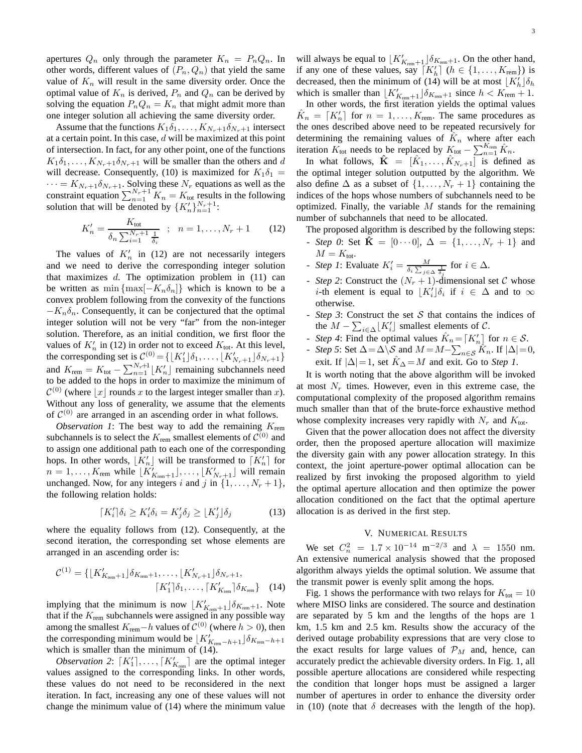apertures $Q_n$ only through the parameter $K_n = P_nQ_n$. In other words, different values of $(P_n, Q_n)$ that yield the same value of $K_n$ will result in the same diversity order. Once the optimal value of $K_n$ is derived, $P_n$ and $Q_n$ can be derived by solving the equation $P_nQ_n = K_n$ that might admit more than one integer solution all achieving the same diversity order.

Assume that the functions $K_1\delta_1, \dots, K_{N_r+1}\delta_{N_r+1}$ intersect at a certain point. In this case, $d$ will be maximized at this point of intersection. In fact, for any other point, one of the functions $K_1\delta_1, \dots, K_{N_r+1}\delta_{N_r+1}$ will be smaller than the others and $d$ will decrease. Consequently, (10) is maximized for $K_1\delta_1 = \cdots = K_{N_r+1}\delta_{N_r+1}$. Solving these $N_r$ equations as well as the constraint equation $\sum_{n=1}^{N_r+1} K_n = K_{\text{tot}}$ results in the following solution that will be denoted by $\{K_n'\}_{n=1}^{N_r+1}$:

$$K_n' = \frac{K_{\text{tot}}}{\delta_n \sum_{i=1}^{N_r+1} \frac{1}{\delta_i}} \quad ; \quad n = 1, \dots, N_r + 1 \tag{12}$$

The values of $K_n'$ in (12) are not necessarily integers and we need to derive the corresponding integer solution that maximizes $d$. The optimization problem in (11) can be written as $\min\{\max[-K_n\delta_n]\}$ which is known to be a convex problem following from the convexity of the functions $-K_n\delta_n$. Consequently, it can be conjectured that the optimal integer solution will not be very "far" from the non-integer solution. Therefore, as an initial condition, we first floor the values of $K_n'$ in (12) in order not to exceed $K_{\text{tot}}$. At this level, the corresponding set is $\mathcal{C}^{(0)} = \{\lfloor K_1' \rfloor \delta_1, \dots, \lfloor K_{N_r+1}' \rfloor \delta_{N_r+1}\}$ and $K_{\text{rem}} = K_{\text{tot}} - \sum_{n=1}^{N_r+1} \lfloor K_n' \rfloor$ remaining subchannels need to be added to the hops in order to maximize the minimum of $\mathcal{C}^{(0)}$ (where $\lfloor x \rfloor$ rounds $x$ to the largest integer smaller than $x$). Without any loss of generality, we assume that the elements of $\mathcal{C}^{(0)}$ are arranged in an ascending order in what follows.

*Observation 1*: The best way to add the remaining $K_{\text{rem}}$ subchannels is to select the $K_{\text{rem}}$ smallest elements of $\mathcal{C}^{(0)}$ and to assign one additional path to each one of the corresponding hops. In other words, $\lfloor K_n' \rfloor$ will be transformed to $\lceil K_n' \rceil$ for $n = 1, \dots, K_{\text{rem}}$ while $\lfloor K_{K_{\text{rem}}+1}' \rfloor, \dots, \lfloor K_{N_r+1}' \rfloor$ will remain unchanged. Now, for any integers $i$ and $j$ in $\{1, \dots, N_r + 1\}$, the following relation holds:

$$\lceil K_i' \rceil \delta_i \geq K_i'\delta_i = K_j'\delta_j \geq \lfloor K_j' \rfloor \delta_j \tag{13}$$

where the equality follows from (12). Consequently, at the second iteration, the corresponding set whose elements are arranged in an ascending order is:

$$\mathcal{C}^{(1)} = \{\lfloor K_{K_{\text{rem}}+1}' \rfloor \delta_{K_{\text{rem}}+1}, \dots, \lfloor K_{N_r+1}' \rfloor \delta_{N_r+1}, \lceil K_1' \rceil \delta_1, \dots, \lceil K_{K_{\text{rem}}}' \rceil \delta_{K_{\text{rem}}}\} \tag{14}$$

implying that the minimum is now $\lfloor K_{K_{\text{rem}}+1}' \rfloor \delta_{K_{\text{rem}}+1}$. Note that if the $K_{\text{rem}}$ subchannels were assigned in any possible way among the smallest $K_{\text{rem}} - h$ values of $\mathcal{C}^{(0)}$ (where $h > 0$), then the corresponding minimum would be $\lfloor K_{K_{\text{rem}}-h+1}' \rfloor \delta_{K_{\text{rem}}-h+1}$ which is smaller than the minimum of (14).

*Observation 2*: $\lceil K_1' \rceil, \dots, \lceil K_{K_{\text{rem}}}' \rceil$ are the optimal integer values assigned to the corresponding links. In other words, these values do not need to be reconsidered in the next iteration. In fact, increasing any one of these values will not change the minimum value of (14) where the minimum value will always be equal to $\lfloor K_{K_{\text{rem}}+1}' \rfloor \delta_{K_{\text{rem}}+1}$. On the other hand, if any one of these values, say $\lceil K_h' \rceil$ ($h \in \{1, \dots, K_{\text{rem}}\}$) is decreased, then the minimum of (14) will be at most $\lfloor K_h' \rfloor \delta_h$ which is smaller than $\lfloor K_{K_{\text{rem}}+1}' \rfloor \delta_{K_{\text{rem}}+1}$ since $h < K_{\text{rem}} + 1$.

In other words, the first iteration yields the optimal values $\hat{K}_n = \lceil K_n' \rceil$ for $n = 1, \dots, K_{\text{rem}}$. The same procedures as the ones described above need to be repeated recursively for determining the remaining values of $\hat{K}_n$ where after each iteration $K_{\text{tot}}$ needs to be replaced by $K_{\text{tot}} - \sum_{n=1}^{K_{\text{rem}}} \hat{K}_n$.

In what follows, $\hat{\mathbf{K}} = [\hat{K}_1, \dots, \hat{K}_{N_r+1}]$ is defined as the optimal integer solution outputted by the algorithm. We also define $\Delta$ as a subset of $\{1, \dots, N_r + 1\}$ containing the indices of the hops whose numbers of subchannels need to be optimized. Finally, the variable $M$ stands for the remaining number of subchannels that need to be allocated.

The proposed algorithm is described by the following steps:

- *Step 0*: Set $\hat{\mathbf{K}} = [0 \cdots 0]$, $\Delta = \{1, \dots, N_r + 1\}$ and $M = K_{\text{tot}}$.
- *Step 1*: Evaluate $K_i' = \frac{M}{\delta_i \sum_{j \in \Delta} \frac{1}{\delta_j}}$ for $i \in \Delta$.
- *Step 2*: Construct the $(N_r + 1)$-dimensional set $\mathcal{C}$ whose $i$-th element is equal to $\lfloor K_i' \rfloor \delta_i$ if $i \in \Delta$ and to $\infty$ otherwise.
- *Step 3*: Construct the set $\mathcal{S}$ that contains the indices of the $M - \sum_{i \in \Delta} \lfloor K_i' \rfloor$ smallest elements of $\mathcal{C}$.
- *Step 4*: Find the optimal values $\hat{K}_n = \lceil K_n' \rceil$ for $n \in \mathcal{S}$.
- *Step 5*: Set $\Delta = \Delta \backslash \mathcal{S}$ and $M = M - \sum_{n \in \mathcal{S}} \hat{K}_n$. If $|\Delta| = 0$, exit. If $|\Delta| = 1$, set $\hat{K}_\Delta = M$ and exit. Go to *Step 1*.

It is worth noting that the above algorithm will be invoked at most $N_r$ times. However, even in this extreme case, the computational complexity of the proposed algorithm remains much smaller than that of the brute-force exhaustive method whose complexity increases very rapidly with $N_r$ and $K_{\text{tot}}$.

Given that the power allocation does not affect the diversity order, then the proposed aperture allocation will maximize the diversity gain with any power allocation strategy. In this context, the joint aperture-power optimal allocation can be realized by first invoking the proposed algorithm to yield the optimal aperture allocation and then optimize the power allocation conditioned on the fact that the optimal aperture allocation is as derived in the first step.

## V. Numerical Results

We set $C_n^2 = 1.7 \times 10^{-14}$ m$^{-2/3}$ and $\lambda = 1550$ nm. An extensive numerical analysis showed that the proposed algorithm always yields the optimal solution. We assume that the transmit power is evenly split among the hops.

Fig. 1 shows the performance with two relays for $K_{\text{tot}} = 10$ where MISO links are considered. The source and destination are separated by 5 km and the lengths of the hops are 1 km, 1.5 km and 2.5 km. Results show the accuracy of the derived outage probability expressions that are very close to the exact results for large values of $\mathcal{P}_M$ and, hence, can accurately predict the achievable diversity orders. In Fig. 1, all possible aperture allocations are considered while respecting the condition that longer hops must be assigned a larger number of apertures in order to enhance the diversity order in (10) (note that $\delta$ decreases with the length of the hop).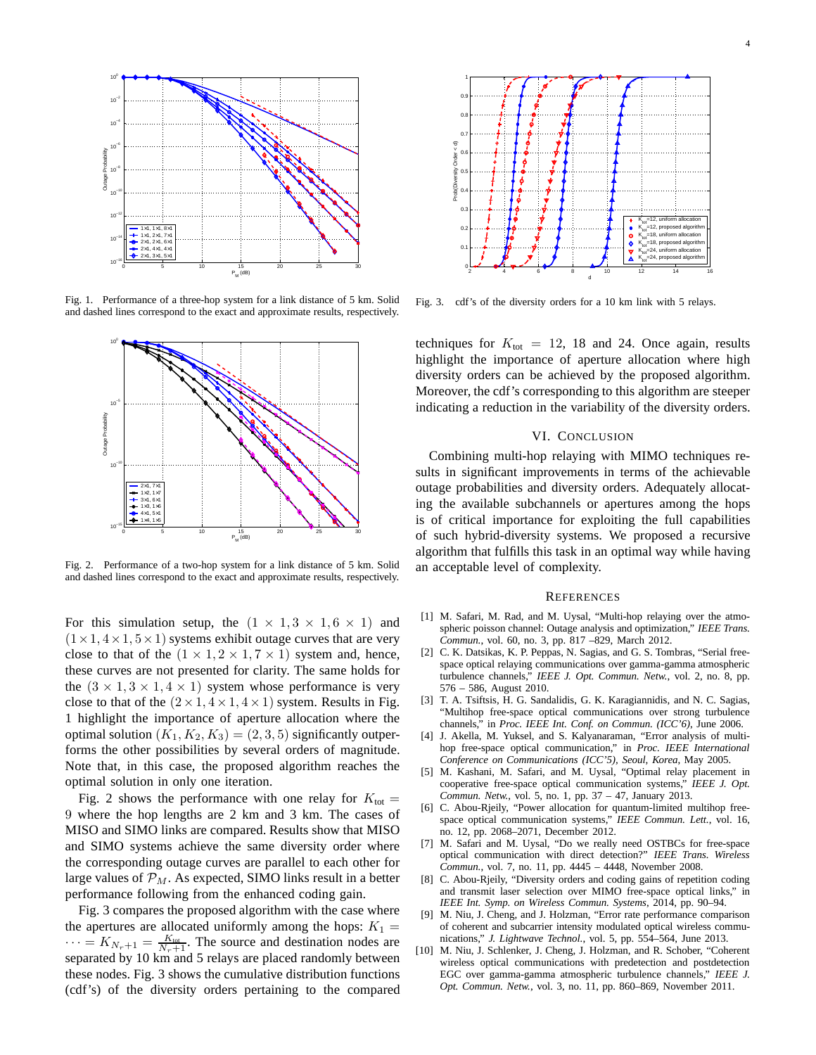$10^0$
$10^{-2}$
$10^{-4}$
$10^{-6}$
$10^{-8}$
$10^{-10}$
$10^{-12}$
$10^{-14}$
$10^{-16}$
Outage Probability
0 5 10 15 20 25 30
$P_M$ (dB)
1x1, 1x1, 8x1
1x1, 2x1, 7x1
2x1, 2x1, 6x1
2x1, 4x1, 4x1
2x1, 3x1, 5x1

Fig. 1. Performance of a three-hop system for a link distance of 5 km. Solid and dashed lines correspond to the exact and approximate results, respectively.

$10^0$
$10^{-5}$
$10^{-10}$
$10^{-15}$
Outage Probability
0 5 10 15 20 25 30
$P_M$ (dB)
2x1, 7x1
1x2, 1x7
3x1, 6x1
1x3, 1x6
4x1, 5x1
1x4, 1x5

Fig. 2. Performance of a two-hop system for a link distance of 5 km. Solid and dashed lines correspond to the exact and approximate results, respectively.

Prob(Diversity Order < d)
0 0.1 0.2 0.3 0.4 0.5 0.6 0.7 0.8 0.9 1
2 4 6 8 10 12 14 16
d
$K_{tot}$=12, uniform allocation
$K_{tot}$=12, proposed algorithm
$K_{tot}$=18, uniform allocation
$K_{tot}$=18, proposed algorithm
$K_{tot}$=24, uniform allocation
$K_{tot}$=24, proposed algorithm

Fig. 3. cdf's of the diversity orders for a 10 km link with 5 relays.

For this simulation setup, the $(1 \times 1, 3 \times 1, 6 \times 1)$ and $(1 \times 1, 4 \times 1, 5 \times 1)$ systems exhibit outage curves that are very close to that of the $(1 \times 1, 2 \times 1, 7 \times 1)$ system and, hence, these curves are not presented for clarity. The same holds for the $(3 \times 1, 3 \times 1, 4 \times 1)$ system whose performance is very close to that of the $(2 \times 1, 4 \times 1, 4 \times 1)$ system. Results in Fig. 1 highlight the importance of aperture allocation where the optimal solution $(K_1, K_2, K_3) = (2, 3, 5)$ significantly outperforms the other possibilities by several orders of magnitude. Note that, in this case, the proposed algorithm reaches the optimal solution in only one iteration.

Fig. 2 shows the performance with one relay for $K_{\text{tot}} = 9$ where the hop lengths are 2 km and 3 km. The cases of MISO and SIMO links are compared. Results show that MISO and SIMO systems achieve the same diversity order where the corresponding outage curves are parallel to each other for large values of $\mathcal{P}_M$. As expected, SIMO links result in a better performance following from the enhanced coding gain.

Fig. 3 compares the proposed algorithm with the case where the apertures are allocated uniformly among the hops: $K_1 = \cdots = K_{N_r+1} = \frac{K_{\text{tot}}}{N_r+1}$. The source and destination nodes are separated by 10 km and 5 relays are placed randomly between these nodes. Fig. 3 shows the cumulative distribution functions (cdf's) of the diversity orders pertaining to the compared techniques for $K_{\text{tot}} = 12$, 18 and 24. Once again, results highlight the importance of aperture allocation where high diversity orders can be achieved by the proposed algorithm. Moreover, the cdf's corresponding to this algorithm are steeper indicating a reduction in the variability of the diversity orders.

## VI. Conclusion

Combining multi-hop relaying with MIMO techniques results in significant improvements in terms of the achievable outage probabilities and diversity orders. Adequately allocating the available subchannels or apertures among the hops is of critical importance for exploiting the full capabilities of such hybrid-diversity systems. We proposed a recursive algorithm that fulfills this task in an optimal way while having an acceptable level of complexity.

## References

[1] M. Safari, M. Rad, and M. Uysal, "Multi-hop relaying over the atmospheric poisson channel: Outage analysis and optimization," *IEEE Trans. Commun.*, vol. 60, no. 3, pp. 817 –829, March 2012.

[2] C. K. Datsikas, K. P. Peppas, N. Sagias, and G. S. Tombras, "Serial free-space optical relaying communications over gamma-gamma atmospheric turbulence channels," *IEEE J. Opt. Commun. Netw.*, vol. 2, no. 8, pp. 576 – 586, August 2010.

[3] T. A. Tsiftsis, H. G. Sandalidis, G. K. Karagiannidis, and N. C. Sagias, "Multihop free-space optical communications over strong turbulence channels," in *Proc. IEEE Int. Conf. on Commun. (ICC'6)*, June 2006.

[4] J. Akella, M. Yuksel, and S. Kalyanaraman, "Error analysis of multi-hop free-space optical communication," in *Proc. IEEE International Conference on Communications (ICC'5), Seoul, Korea*, May 2005.

[5] M. Kashani, M. Safari, and M. Uysal, "Optimal relay placement in cooperative free-space optical communication systems," *IEEE J. Opt. Commun. Netw.*, vol. 5, no. 1, pp. 37 – 47, January 2013.

[6] C. Abou-Rjeily, "Power allocation for quantum-limited multihop free-space optical communication systems," *IEEE Commun. Lett.*, vol. 16, no. 12, pp. 2068–2071, December 2012.

[7] M. Safari and M. Uysal, "Do we really need OSTBCs for free-space optical communication with direct detection?" *IEEE Trans. Wireless Commun.*, vol. 7, no. 11, pp. 4445 – 4448, November 2008.

[8] C. Abou-Rjeily, "Diversity orders and coding gains of repetition coding and transmit laser selection over MIMO free-space optical links," in *IEEE Int. Symp. on Wireless Commun. Systems*, 2014, pp. 90–94.

[9] M. Niu, J. Cheng, and J. Holzman, "Error rate performance comparison of coherent and subcarrier intensity modulated optical wireless communications," *J. Lightwave Technol.*, vol. 5, pp. 554–564, June 2013.

[10] M. Niu, J. Schlenker, J. Cheng, and J. Holzman, and R. Schober, "Coherent wireless optical communications with predetection and postdetection EGC over gamma-gamma atmospheric turbulence channels," *IEEE J. Opt. Commun. Netw.*, vol. 3, no. 11, pp. 860–869, November 2011.